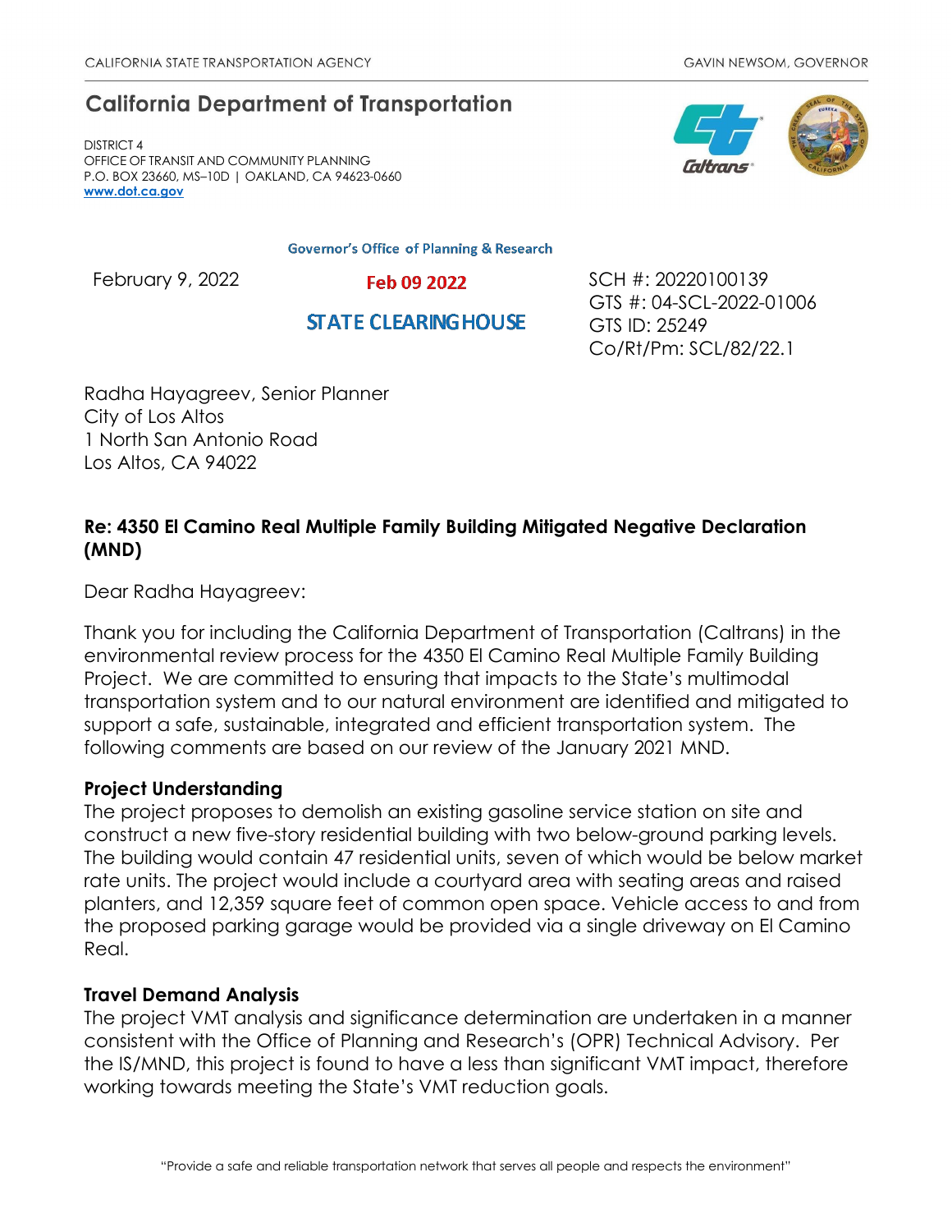CALIFORNIA STATE TRANSPORTATION AGENCY GAVIN NEWSOM, GOVERNOR

## California Department of Transportation

DISTRICT 4
OFFICE OF TRANSIT AND COMMUNITY PLANNING
P.O. BOX 23660, MS–10D | OAKLAND, CA 94623-0660
www.dot.ca.gov

Governor's Office of Planning & Research

Feb 09 2022

STATE CLEARINGHOUSE

February 9, 2022

SCH #: 20220100139
GTS #: 04-SCL-2022-01006
GTS ID: 25249
Co/Rt/Pm: SCL/82/22.1

Radha Hayagreev, Senior Planner
City of Los Altos
1 North San Antonio Road
Los Altos, CA 94022

**Re: 4350 El Camino Real Multiple Family Building Mitigated Negative Declaration (MND)**

Dear Radha Hayagreev:

Thank you for including the California Department of Transportation (Caltrans) in the environmental review process for the 4350 El Camino Real Multiple Family Building Project. We are committed to ensuring that impacts to the State's multimodal transportation system and to our natural environment are identified and mitigated to support a safe, sustainable, integrated and efficient transportation system. The following comments are based on our review of the January 2021 MND.

**Project Understanding**

The project proposes to demolish an existing gasoline service station on site and construct a new five-story residential building with two below-ground parking levels. The building would contain 47 residential units, seven of which would be below market rate units. The project would include a courtyard area with seating areas and raised planters, and 12,359 square feet of common open space. Vehicle access to and from the proposed parking garage would be provided via a single driveway on El Camino Real.

**Travel Demand Analysis**

The project VMT analysis and significance determination are undertaken in a manner consistent with the Office of Planning and Research's (OPR) Technical Advisory. Per the IS/MND, this project is found to have a less than significant VMT impact, therefore working towards meeting the State's VMT reduction goals.

"Provide a safe and reliable transportation network that serves all people and respects the environment"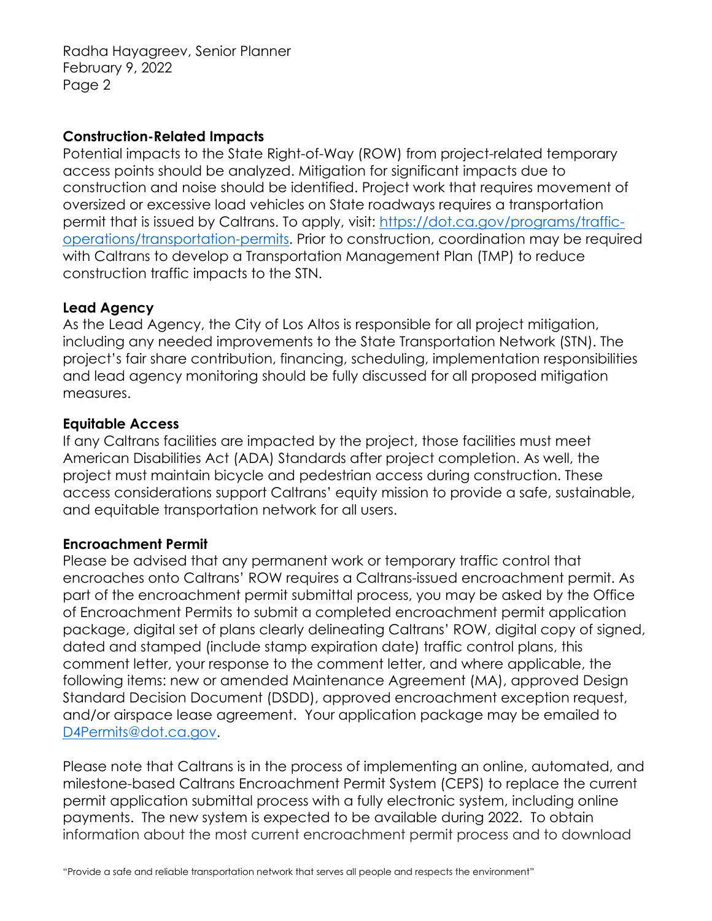**Construction-Related Impacts**
Potential impacts to the State Right-of-Way (ROW) from project-related temporary access points should be analyzed. Mitigation for significant impacts due to construction and noise should be identified. Project work that requires movement of oversized or excessive load vehicles on State roadways requires a transportation permit that is issued by Caltrans. To apply, visit: [https://dot.ca.gov/programs/traffic-operations/transportation-permits](https://dot.ca.gov/programs/traffic-operations/transportation-permits). Prior to construction, coordination may be required with Caltrans to develop a Transportation Management Plan (TMP) to reduce construction traffic impacts to the STN.

**Lead Agency**
As the Lead Agency, the City of Los Altos is responsible for all project mitigation, including any needed improvements to the State Transportation Network (STN). The project's fair share contribution, financing, scheduling, implementation responsibilities and lead agency monitoring should be fully discussed for all proposed mitigation measures.

**Equitable Access**
If any Caltrans facilities are impacted by the project, those facilities must meet American Disabilities Act (ADA) Standards after project completion. As well, the project must maintain bicycle and pedestrian access during construction. These access considerations support Caltrans' equity mission to provide a safe, sustainable, and equitable transportation network for all users.

**Encroachment Permit**
Please be advised that any permanent work or temporary traffic control that encroaches onto Caltrans' ROW requires a Caltrans-issued encroachment permit. As part of the encroachment permit submittal process, you may be asked by the Office of Encroachment Permits to submit a completed encroachment permit application package, digital set of plans clearly delineating Caltrans' ROW, digital copy of signed, dated and stamped (include stamp expiration date) traffic control plans, this comment letter, your response to the comment letter, and where applicable, the following items: new or amended Maintenance Agreement (MA), approved Design Standard Decision Document (DSDD), approved encroachment exception request, and/or airspace lease agreement. Your application package may be emailed to [D4Permits@dot.ca.gov](mailto:D4Permits@dot.ca.gov).

Please note that Caltrans is in the process of implementing an online, automated, and milestone-based Caltrans Encroachment Permit System (CEPS) to replace the current permit application submittal process with a fully electronic system, including online payments. The new system is expected to be available during 2022. To obtain information about the most current encroachment permit process and to download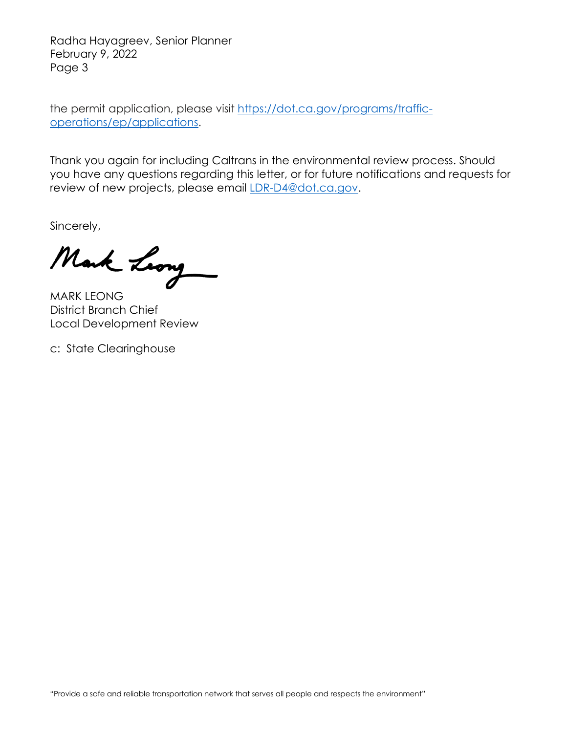the permit application, please visit https://dot.ca.gov/programs/traffic-operations/ep/applications.

Thank you again for including Caltrans in the environmental review process. Should you have any questions regarding this letter, or for future notifications and requests for review of new projects, please email LDR-D4@dot.ca.gov.

Sincerely,

MARK LEONG
District Branch Chief
Local Development Review

c: State Clearinghouse